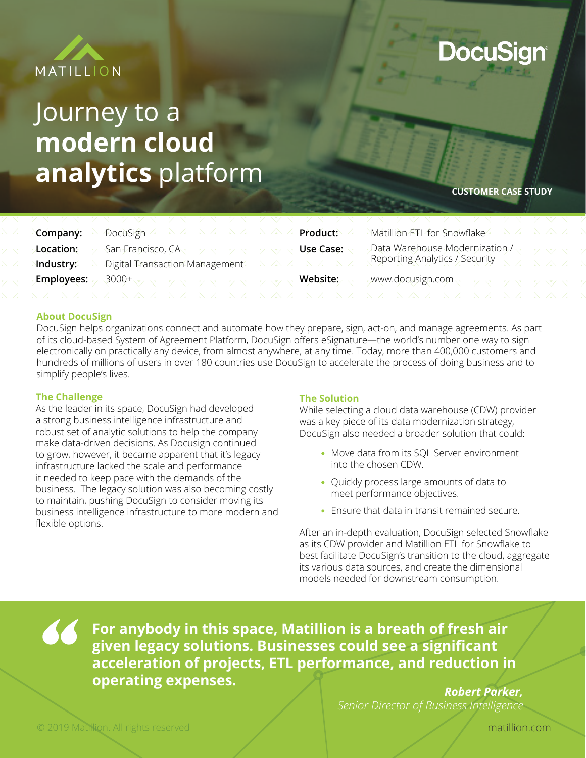MATILLION

DocuSign

# Journey to a **modern cloud analytics** platform

CUSTOMER CASE STUDY

| | | | |
|---|---|---|---|
| **Company:** | DocuSign | **Product:** | Matillion ETL for Snowflake |
| **Location:** | San Francisco, CA | **Use Case:** | Data Warehouse Modernization / Reporting Analytics / Security |
| **Industry:** | Digital Transaction Management | | |
| **Employees:** | 3000+ | **Website:** | www.docusign.com |

## About DocuSign

DocuSign helps organizations connect and automate how they prepare, sign, act-on, and manage agreements. As part of its cloud-based System of Agreement Platform, DocuSign offers eSignature—the world's number one way to sign electronically on practically any device, from almost anywhere, at any time. Today, more than 400,000 customers and hundreds of millions of users in over 180 countries use DocuSign to accelerate the process of doing business and to simplify people's lives.

## The Challenge

As the leader in its space, DocuSign had developed a strong business intelligence infrastructure and robust set of analytic solutions to help the company make data-driven decisions. As Docusign continued to grow, however, it became apparent that it's legacy infrastructure lacked the scale and performance it needed to keep pace with the demands of the business. The legacy solution was also becoming costly to maintain, pushing DocuSign to consider moving its business intelligence infrastructure to more modern and flexible options.

## The Solution

While selecting a cloud data warehouse (CDW) provider was a key piece of its data modernization strategy, DocuSign also needed a broader solution that could:

- Move data from its SQL Server environment into the chosen CDW.
- Quickly process large amounts of data to meet performance objectives.
- Ensure that data in transit remained secure.

After an in-depth evaluation, DocuSign selected Snowflake as its CDW provider and Matillion ETL for Snowflake to best facilitate DocuSign's transition to the cloud, aggregate its various data sources, and create the dimensional models needed for downstream consumption.

> **For anybody in this space, Matillion is a breath of fresh air given legacy solutions. Businesses could see a significant acceleration of projects, ETL performance, and reduction in operating expenses.**
>
> ***Robert Parker,***
> *Senior Director of Business Intelligence*

© 2019 Matillion. All rights reserved

matillion.com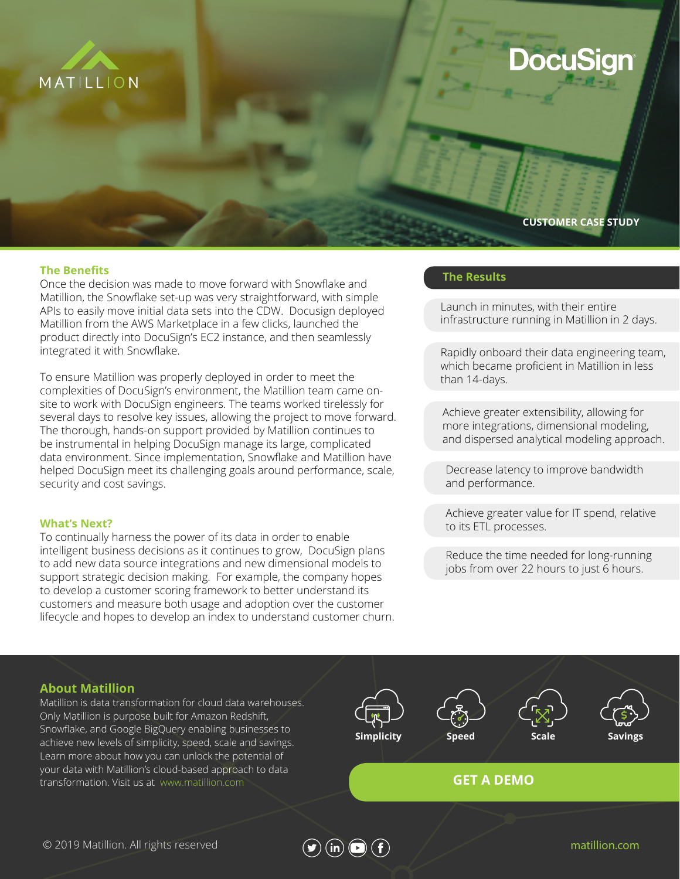MATILLION

DocuSign

CUSTOMER CASE STUDY

## The Benefits

Once the decision was made to move forward with Snowflake and Matillion, the Snowflake set-up was very straightforward, with simple APIs to easily move initial data sets into the CDW. Docusign deployed Matillion from the AWS Marketplace in a few clicks, launched the product directly into DocuSign's EC2 instance, and then seamlessly integrated it with Snowflake.

To ensure Matillion was properly deployed in order to meet the complexities of DocuSign's environment, the Matillion team came on-site to work with DocuSign engineers. The teams worked tirelessly for several days to resolve key issues, allowing the project to move forward. The thorough, hands-on support provided by Matillion continues to be instrumental in helping DocuSign manage its large, complicated data environment. Since implementation, Snowflake and Matillion have helped DocuSign meet its challenging goals around performance, scale, security and cost savings.

## What's Next?

To continually harness the power of its data in order to enable intelligent business decisions as it continues to grow, DocuSign plans to add new data source integrations and new dimensional models to support strategic decision making. For example, the company hopes to develop a customer scoring framework to better understand its customers and measure both usage and adoption over the customer lifecycle and hopes to develop an index to understand customer churn.

## The Results

- Launch in minutes, with their entire infrastructure running in Matillion in 2 days.
- Rapidly onboard their data engineering team, which became proficient in Matillion in less than 14-days.
- Achieve greater extensibility, allowing for more integrations, dimensional modeling, and dispersed analytical modeling approach.
- Decrease latency to improve bandwidth and performance.
- Achieve greater value for IT spend, relative to its ETL processes.
- Reduce the time needed for long-running jobs from over 22 hours to just 6 hours.

## About Matillion

Matillion is data transformation for cloud data warehouses. Only Matillion is purpose built for Amazon Redshift, Snowflake, and Google BigQuery enabling businesses to achieve new levels of simplicity, speed, scale and savings. Learn more about how you can unlock the potential of your data with Matillion's cloud-based approach to data transformation. Visit us at www.matillion.com

Simplicity Speed Scale Savings

GET A DEMO

© 2019 Matillion. All rights reserved

matillion.com